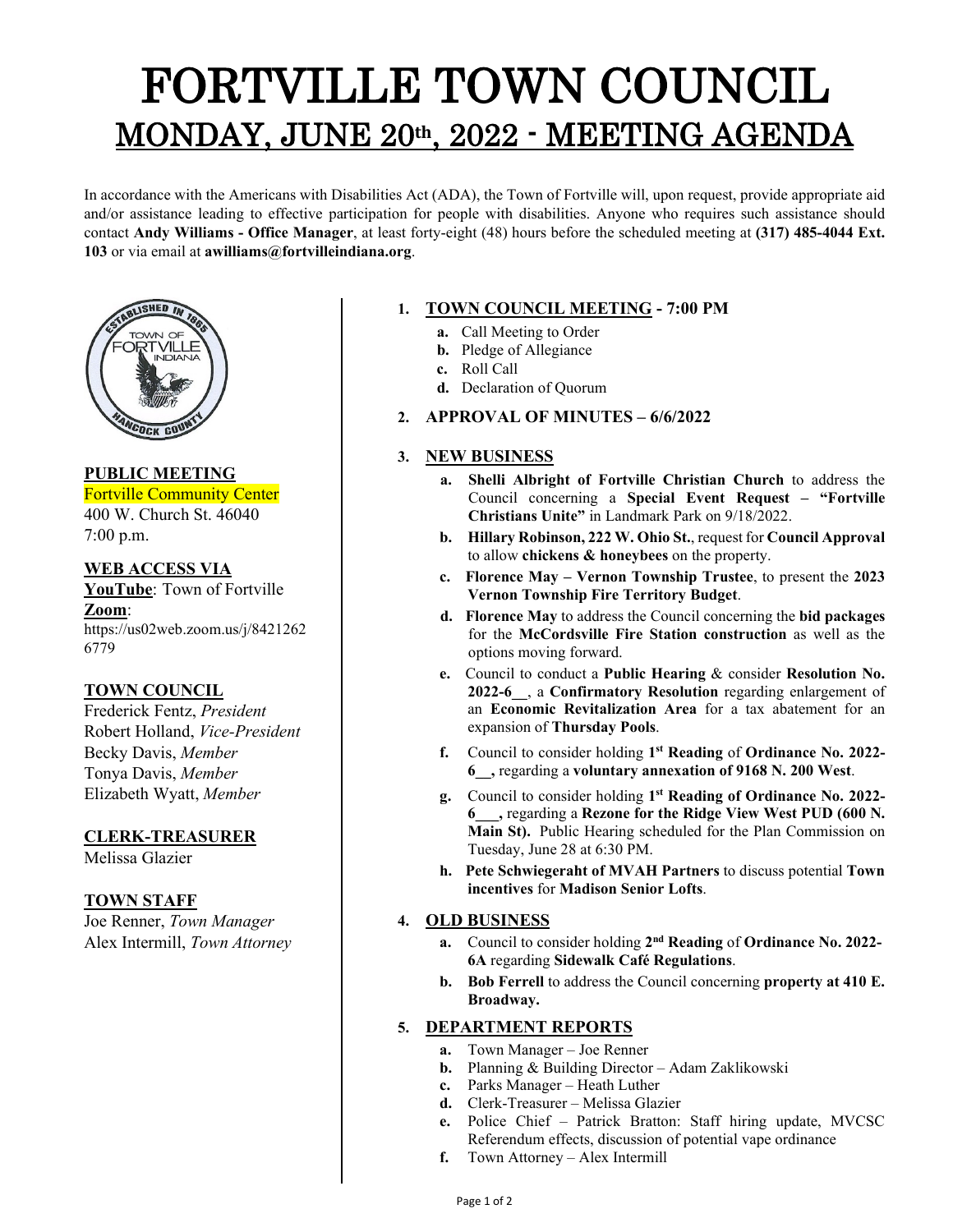# FORTVILLE TOWN COUNCIL

## MONDAY, JUNE 20th, 2022 - MEETING AGENDA

In accordance with the Americans with Disabilities Act (ADA), the Town of Fortville will, upon request, provide appropriate aid and/or assistance leading to effective participation for people with disabilities. Anyone who requires such assistance should contact **Andy Williams - Office Manager**, at least forty-eight (48) hours before the scheduled meeting at **(317) 485-4044 Ext. 103** or via email at **awilliams@fortvilleindiana.org**.

**PUBLIC MEETING**
Fortville Community Center
400 W. Church St. 46040
7:00 p.m.

**WEB ACCESS VIA**
**YouTube**: Town of Fortville
**Zoom**:
https://us02web.zoom.us/j/84212626779

**TOWN COUNCIL**
Frederick Fentz, *President*
Robert Holland, *Vice-President*
Becky Davis, *Member*
Tonya Davis, *Member*
Elizabeth Wyatt, *Member*

**CLERK-TREASURER**
Melissa Glazier

**TOWN STAFF**
Joe Renner, *Town Manager*
Alex Intermill, *Town Attorney*

1. **TOWN COUNCIL MEETING - 7:00 PM**
   - **a.** Call Meeting to Order
   - **b.** Pledge of Allegiance
   - **c.** Roll Call
   - **d.** Declaration of Quorum

2. **APPROVAL OF MINUTES – 6/6/2022**

3. **NEW BUSINESS**
   - **a. Shelli Albright of Fortville Christian Church** to address the Council concerning a **Special Event Request – "Fortville Christians Unite"** in Landmark Park on 9/18/2022.
   - **b. Hillary Robinson, 222 W. Ohio St.**, request for **Council Approval** to allow **chickens & honeybees** on the property.
   - **c. Florence May – Vernon Township Trustee**, to present the **2023 Vernon Township Fire Territory Budget**.
   - **d. Florence May** to address the Council concerning the **bid packages** for the **McCordsville Fire Station construction** as well as the options moving forward.
   - **e.** Council to conduct a **Public Hearing** & consider **Resolution No. 2022-6__**, a **Confirmatory Resolution** regarding enlargement of an **Economic Revitalization Area** for a tax abatement for an expansion of **Thursday Pools**.
   - **f.** Council to consider holding **1st Reading** of **Ordinance No. 2022-6__,** regarding a **voluntary annexation of 9168 N. 200 West**.
   - **g.** Council to consider holding **1st Reading of Ordinance No. 2022-6___,** regarding a **Rezone for the Ridge View West PUD (600 N. Main St).** Public Hearing scheduled for the Plan Commission on Tuesday, June 28 at 6:30 PM.
   - **h. Pete Schwiegeraht of MVAH Partners** to discuss potential **Town incentives** for **Madison Senior Lofts**.

4. **OLD BUSINESS**
   - **a.** Council to consider holding **2nd Reading** of **Ordinance No. 2022-6A** regarding **Sidewalk Café Regulations**.
   - **b. Bob Ferrell** to address the Council concerning **property at 410 E. Broadway.**

5. **DEPARTMENT REPORTS**
   - **a.** Town Manager – Joe Renner
   - **b.** Planning & Building Director – Adam Zaklikowski
   - **c.** Parks Manager – Heath Luther
   - **d.** Clerk-Treasurer – Melissa Glazier
   - **e.** Police Chief – Patrick Bratton: Staff hiring update, MVCSC Referendum effects, discussion of potential vape ordinance
   - **f.** Town Attorney – Alex Intermill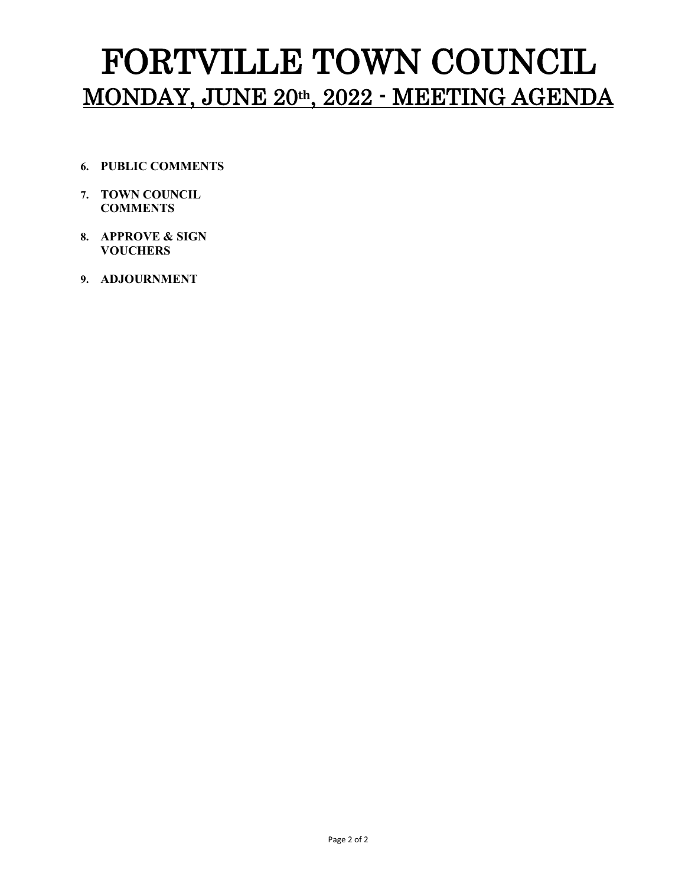# FORTVILLE TOWN COUNCIL

## MONDAY, JUNE 20th, 2022 - MEETING AGENDA

6. **PUBLIC COMMENTS**
7. **TOWN COUNCIL COMMENTS**
8. **APPROVE & SIGN VOUCHERS**
9. **ADJOURNMENT**